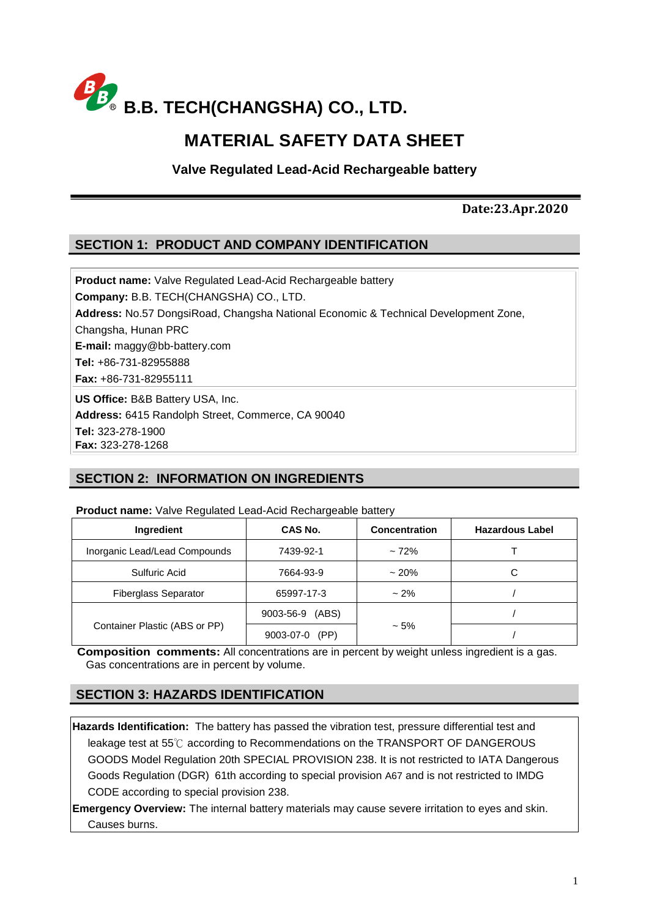# B.B. TECH(CHANGSHA) CO., LTD.

# MATERIAL SAFETY DATA SHEET

### Valve Regulated Lead-Acid Rechargeable battery

**Date:23.Apr.2020**

## SECTION 1: PRODUCT AND COMPANY IDENTIFICATION

**Product name:** Valve Regulated Lead-Acid Rechargeable battery
**Company:** B.B. TECH(CHANGSHA) CO., LTD.
**Address:** No.57 DongsiRoad, Changsha National Economic & Technical Development Zone, Changsha, Hunan PRC
**E-mail:** maggy@bb-battery.com
**Tel:** +86-731-82955888
**Fax:** +86-731-82955111

**US Office:** B&B Battery USA, Inc.
**Address:** 6415 Randolph Street, Commerce, CA 90040
**Tel:** 323-278-1900
**Fax:** 323-278-1268

## SECTION 2: INFORMATION ON INGREDIENTS

**Product name:** Valve Regulated Lead-Acid Rechargeable battery

| Ingredient | CAS No. | Concentration | Hazardous Label |
|---|---|---|---|
| Inorganic Lead/Lead Compounds | 7439-92-1 | ~ 72% | T |
| Sulfuric Acid | 7664-93-9 | ~ 20% | C |
| Fiberglass Separator | 65997-17-3 | ~ 2% | / |
| Container Plastic (ABS or PP) | 9003-56-9 (ABS) | ~ 5% | / |
| | 9003-07-0 (PP) | | / |

**Composition comments:** All concentrations are in percent by weight unless ingredient is a gas. Gas concentrations are in percent by volume.

## SECTION 3: HAZARDS IDENTIFICATION

**Hazards Identification:** The battery has passed the vibration test, pressure differential test and leakage test at 55℃ according to Recommendations on the TRANSPORT OF DANGEROUS GOODS Model Regulation 20th SPECIAL PROVISION 238. It is not restricted to IATA Dangerous Goods Regulation (DGR) 61th according to special provision A67 and is not restricted to IMDG CODE according to special provision 238.

**Emergency Overview:** The internal battery materials may cause severe irritation to eyes and skin. Causes burns.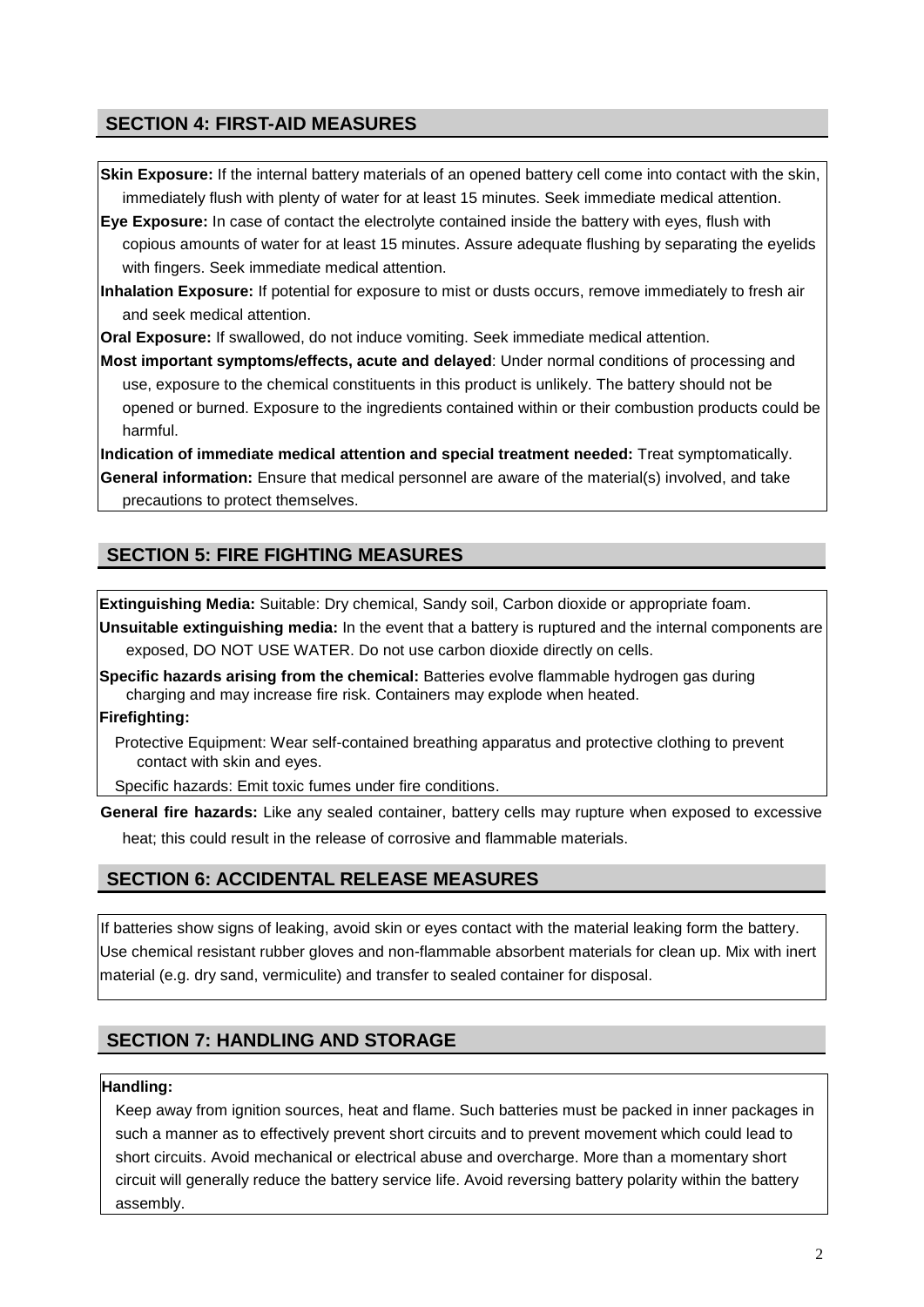## SECTION 4: FIRST-AID MEASURES

**Skin Exposure:** If the internal battery materials of an opened battery cell come into contact with the skin, immediately flush with plenty of water for at least 15 minutes. Seek immediate medical attention.

**Eye Exposure:** In case of contact the electrolyte contained inside the battery with eyes, flush with copious amounts of water for at least 15 minutes. Assure adequate flushing by separating the eyelids with fingers. Seek immediate medical attention.

**Inhalation Exposure:** If potential for exposure to mist or dusts occurs, remove immediately to fresh air and seek medical attention.

**Oral Exposure:** If swallowed, do not induce vomiting. Seek immediate medical attention.

**Most important symptoms/effects, acute and delayed**: Under normal conditions of processing and use, exposure to the chemical constituents in this product is unlikely. The battery should not be opened or burned. Exposure to the ingredients contained within or their combustion products could be harmful.

**Indication of immediate medical attention and special treatment needed:** Treat symptomatically.

**General information:** Ensure that medical personnel are aware of the material(s) involved, and take precautions to protect themselves.

## SECTION 5: FIRE FIGHTING MEASURES

**Extinguishing Media:** Suitable: Dry chemical, Sandy soil, Carbon dioxide or appropriate foam.

**Unsuitable extinguishing media:** In the event that a battery is ruptured and the internal components are exposed, DO NOT USE WATER. Do not use carbon dioxide directly on cells.

**Specific hazards arising from the chemical:** Batteries evolve flammable hydrogen gas during charging and may increase fire risk. Containers may explode when heated.

**Firefighting:**

Protective Equipment: Wear self-contained breathing apparatus and protective clothing to prevent contact with skin and eyes.

Specific hazards: Emit toxic fumes under fire conditions.

**General fire hazards:** Like any sealed container, battery cells may rupture when exposed to excessive heat; this could result in the release of corrosive and flammable materials.

## SECTION 6: ACCIDENTAL RELEASE MEASURES

If batteries show signs of leaking, avoid skin or eyes contact with the material leaking form the battery. Use chemical resistant rubber gloves and non-flammable absorbent materials for clean up. Mix with inert material (e.g. dry sand, vermiculite) and transfer to sealed container for disposal.

## SECTION 7: HANDLING AND STORAGE

**Handling:**

Keep away from ignition sources, heat and flame. Such batteries must be packed in inner packages in such a manner as to effectively prevent short circuits and to prevent movement which could lead to short circuits. Avoid mechanical or electrical abuse and overcharge. More than a momentary short circuit will generally reduce the battery service life. Avoid reversing battery polarity within the battery assembly.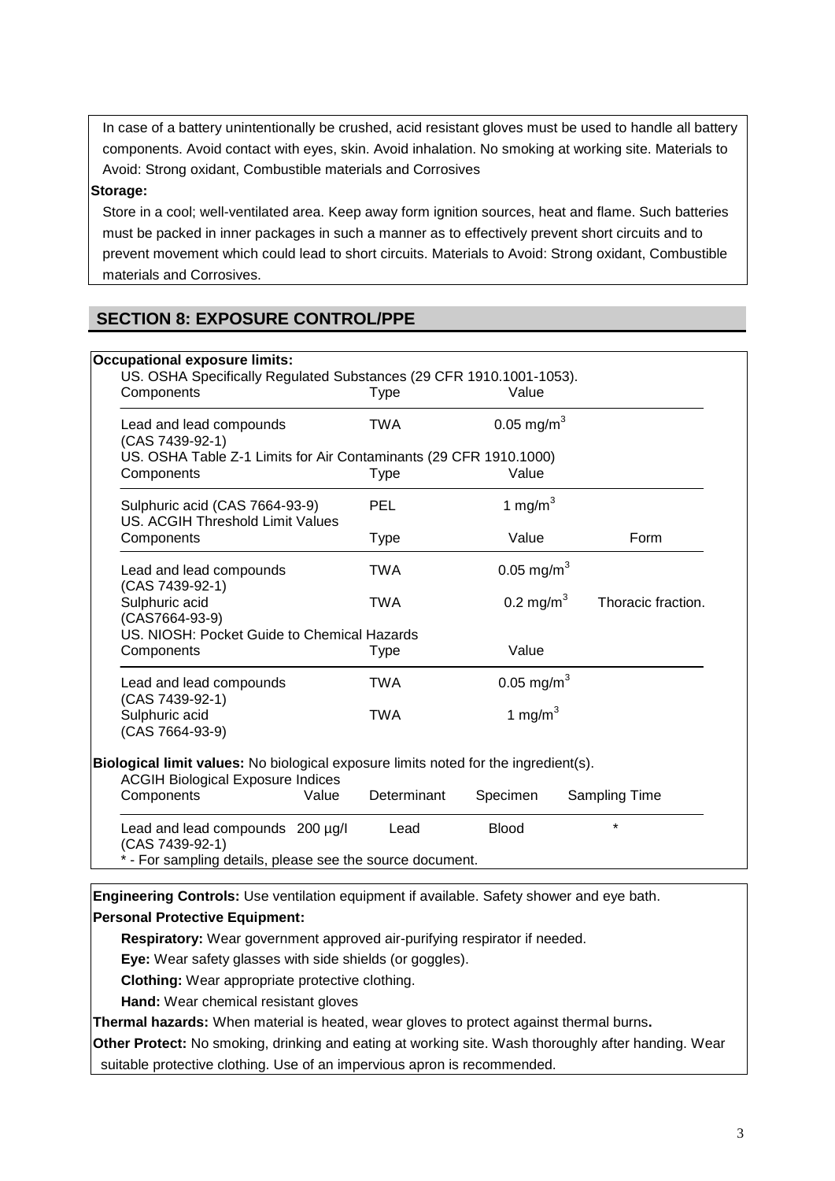In case of a battery unintentionally be crushed, acid resistant gloves must be used to handle all battery components. Avoid contact with eyes, skin. Avoid inhalation. No smoking at working site. Materials to Avoid: Strong oxidant, Combustible materials and Corrosives

**Storage:**

Store in a cool; well-ventilated area. Keep away form ignition sources, heat and flame. Such batteries must be packed in inner packages in such a manner as to effectively prevent short circuits and to prevent movement which could lead to short circuits. Materials to Avoid: Strong oxidant, Combustible materials and Corrosives.

## SECTION 8: EXPOSURE CONTROL/PPE

**Occupational exposure limits:**

US. OSHA Specifically Regulated Substances (29 CFR 1910.1001-1053).

| Components | Type | Value |
|---|---|---|
| Lead and lead compounds (CAS 7439-92-1) | TWA | 0.05 mg/m$^3$ |

US. OSHA Table Z-1 Limits for Air Contaminants (29 CFR 1910.1000)

| Components | Type | Value |
|---|---|---|
| Sulphuric acid (CAS 7664-93-9) | PEL | 1 mg/m$^3$ |

US. ACGIH Threshold Limit Values

| Components | Type | Value | Form |
|---|---|---|---|
| Lead and lead compounds (CAS 7439-92-1) | TWA | 0.05 mg/m$^3$ | |
| Sulphuric acid (CAS7664-93-9) | TWA | 0.2 mg/m$^3$ | Thoracic fraction. |

US. NIOSH: Pocket Guide to Chemical Hazards

| Components | Type | Value |
|---|---|---|
| Lead and lead compounds (CAS 7439-92-1) | TWA | 0.05 mg/m$^3$ |
| Sulphuric acid (CAS 7664-93-9) | TWA | 1 mg/m$^3$ |

**Biological limit values:** No biological exposure limits noted for the ingredient(s).

ACGIH Biological Exposure Indices

| Components | Value | Determinant | Specimen | Sampling Time |
|---|---|---|---|---|
| Lead and lead compounds (CAS 7439-92-1) | 200 µg/l | Lead | Blood | * |

\* - For sampling details, please see the source document.

**Engineering Controls:** Use ventilation equipment if available. Safety shower and eye bath.

**Personal Protective Equipment:**

**Respiratory:** Wear government approved air-purifying respirator if needed.

**Eye:** Wear safety glasses with side shields (or goggles).

**Clothing:** Wear appropriate protective clothing.

**Hand:** Wear chemical resistant gloves

**Thermal hazards:** When material is heated, wear gloves to protect against thermal burns**.**

**Other Protect:** No smoking, drinking and eating at working site. Wash thoroughly after handing. Wear suitable protective clothing. Use of an impervious apron is recommended.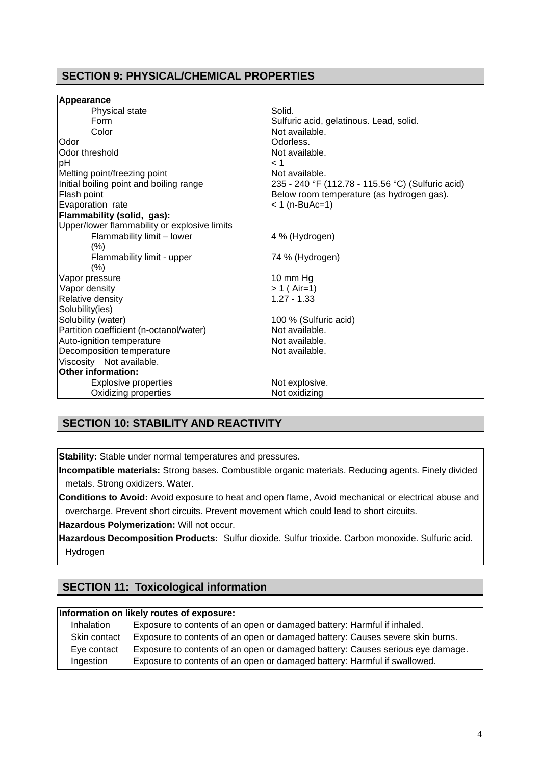## SECTION 9: PHYSICAL/CHEMICAL PROPERTIES

| Property | Value |
|---|---|
| **Appearance** | |
| Physical state | Solid. |
| Form | Sulfuric acid, gelatinous. Lead, solid. |
| Color | Not available. |
| Odor | Odorless. |
| Odor threshold | Not available. |
| pH | < 1 |
| Melting point/freezing point | Not available. |
| Initial boiling point and boiling range | 235 - 240 °F (112.78 - 115.56 °C) (Sulfuric acid) |
| Flash point | Below room temperature (as hydrogen gas). |
| Evaporation rate | < 1 (n-BuAc=1) |
| **Flammability (solid, gas):** | |
| Upper/lower flammability or explosive limits | |
| Flammability limit – lower (%) | 4 % (Hydrogen) |
| Flammability limit - upper (%) | 74 % (Hydrogen) |
| Vapor pressure | 10 mm Hg |
| Vapor density | > 1 ( Air=1) |
| Relative density | 1.27 - 1.33 |
| Solubility(ies) | |
| Solubility (water) | 100 % (Sulfuric acid) |
| Partition coefficient (n-octanol/water) | Not available. |
| Auto-ignition temperature | Not available. |
| Decomposition temperature | Not available. |
| Viscosity Not available. | |
| **Other information:** | |
| Explosive properties | Not explosive. |
| Oxidizing properties | Not oxidizing |

## SECTION 10: STABILITY AND REACTIVITY

**Stability:** Stable under normal temperatures and pressures.

**Incompatible materials:** Strong bases. Combustible organic materials. Reducing agents. Finely divided metals. Strong oxidizers. Water.

**Conditions to Avoid:** Avoid exposure to heat and open flame, Avoid mechanical or electrical abuse and overcharge. Prevent short circuits. Prevent movement which could lead to short circuits.

**Hazardous Polymerization:** Will not occur.

**Hazardous Decomposition Products:** Sulfur dioxide. Sulfur trioxide. Carbon monoxide. Sulfuric acid. Hydrogen

## SECTION 11: Toxicological information

**Information on likely routes of exposure:**

| Route | Description |
|---|---|
| Inhalation | Exposure to contents of an open or damaged battery: Harmful if inhaled. |
| Skin contact | Exposure to contents of an open or damaged battery: Causes severe skin burns. |
| Eye contact | Exposure to contents of an open or damaged battery: Causes serious eye damage. |
| Ingestion | Exposure to contents of an open or damaged battery: Harmful if swallowed. |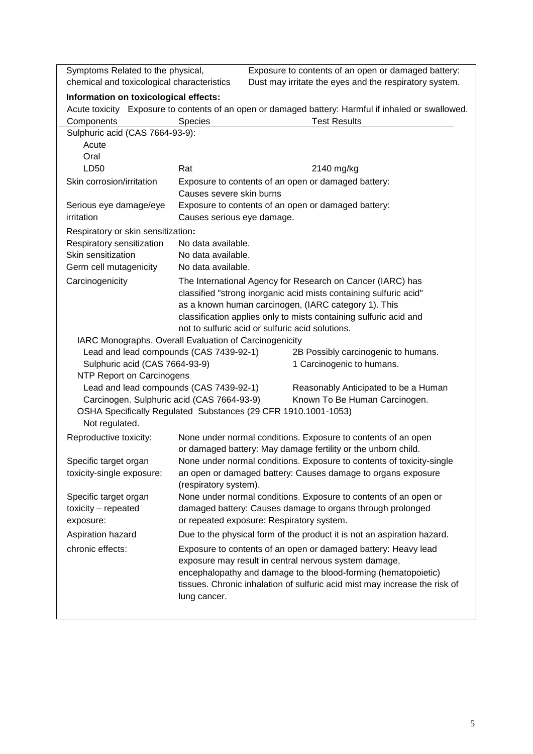| Symptoms Related to the physical, chemical and toxicological characteristics | Exposure to contents of an open or damaged battery: Dust may irritate the eyes and the respiratory system. |
|---|---|

**Information on toxicological effects:**

Acute toxicity Exposure to contents of an open or damaged battery: Harmful if inhaled or swallowed.

| Components | Species | Test Results |
|---|---|---|
| Sulphuric acid (CAS 7664-93-9): | | |
| Acute | | |
| Oral | | |
| LD50 | Rat | 2140 mg/kg |

| | |
|---|---|
| Skin corrosion/irritation | Exposure to contents of an open or damaged battery: Causes severe skin burns |
| Serious eye damage/eye irritation | Exposure to contents of an open or damaged battery: Causes serious eye damage. |

Respiratory or skin sensitization**:**

| | |
|---|---|
| Respiratory sensitization | No data available. |
| Skin sensitization | No data available. |
| Germ cell mutagenicity | No data available. |
| Carcinogenicity | The International Agency for Research on Cancer (IARC) has classified "strong inorganic acid mists containing sulfuric acid" as a known human carcinogen, (IARC category 1). This classification applies only to mists containing sulfuric acid and not to sulfuric acid or sulfuric acid solutions. |

IARC Monographs. Overall Evaluation of Carcinogenicity

| | |
|---|---|
| Lead and lead compounds (CAS 7439-92-1) | 2B Possibly carcinogenic to humans. |
| Sulphuric acid (CAS 7664-93-9) | 1 Carcinogenic to humans. |

NTP Report on Carcinogens

| | |
|---|---|
| Lead and lead compounds (CAS 7439-92-1) | Reasonably Anticipated to be a Human |
| Carcinogen. Sulphuric acid (CAS 7664-93-9) | Known To Be Human Carcinogen. |

OSHA Specifically Regulated Substances (29 CFR 1910.1001-1053)
Not regulated.

| | |
|---|---|
| Reproductive toxicity: | None under normal conditions. Exposure to contents of an open or damaged battery: May damage fertility or the unborn child. |
| Specific target organ toxicity-single exposure: | None under normal conditions. Exposure to contents of toxicity-single an open or damaged battery: Causes damage to organs exposure (respiratory system). |
| Specific target organ toxicity – repeated exposure: | None under normal conditions. Exposure to contents of an open or damaged battery: Causes damage to organs through prolonged or repeated exposure: Respiratory system. |
| Aspiration hazard | Due to the physical form of the product it is not an aspiration hazard. |
| chronic effects: | Exposure to contents of an open or damaged battery: Heavy lead exposure may result in central nervous system damage, encephalopathy and damage to the blood-forming (hematopoietic) tissues. Chronic inhalation of sulfuric acid mist may increase the risk of lung cancer. |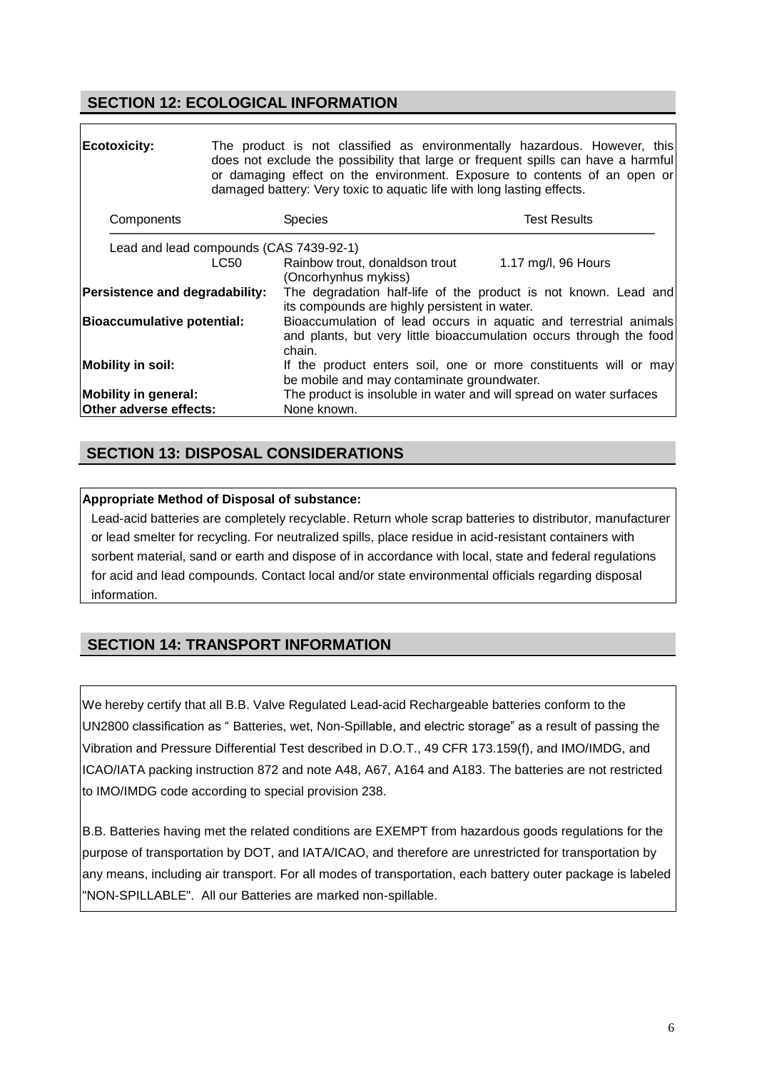## SECTION 12: ECOLOGICAL INFORMATION

**Ecotoxicity:** The product is not classified as environmentally hazardous. However, this does not exclude the possibility that large or frequent spills can have a harmful or damaging effect on the environment. Exposure to contents of an open or damaged battery: Very toxic to aquatic life with long lasting effects.

| Components | | Species | Test Results |
|---|---|---|---|
| Lead and lead compounds (CAS 7439-92-1) | | | |
| | LC50 | Rainbow trout, donaldson trout (Oncorhynhus mykiss) | 1.17 mg/l, 96 Hours |

**Persistence and degradability:** The degradation half-life of the product is not known. Lead and its compounds are highly persistent in water.

**Bioaccumulative potential:** Bioaccumulation of lead occurs in aquatic and terrestrial animals and plants, but very little bioaccumulation occurs through the food chain.

**Mobility in soil:** If the product enters soil, one or more constituents will or may be mobile and may contaminate groundwater.

**Mobility in general:** The product is insoluble in water and will spread on water surfaces

**Other adverse effects:** None known.

## SECTION 13: DISPOSAL CONSIDERATIONS

**Appropriate Method of Disposal of substance:**

Lead-acid batteries are completely recyclable. Return whole scrap batteries to distributor, manufacturer or lead smelter for recycling. For neutralized spills, place residue in acid-resistant containers with sorbent material, sand or earth and dispose of in accordance with local, state and federal regulations for acid and lead compounds. Contact local and/or state environmental officials regarding disposal information.

## SECTION 14: TRANSPORT INFORMATION

We hereby certify that all B.B. Valve Regulated Lead-acid Rechargeable batteries conform to the UN2800 classification as " Batteries, wet, Non-Spillable, and electric storage" as a result of passing the Vibration and Pressure Differential Test described in D.O.T., 49 CFR 173.159(f), and IMO/IMDG, and ICAO/IATA packing instruction 872 and note A48, A67, A164 and A183. The batteries are not restricted to IMO/IMDG code according to special provision 238.

B.B. Batteries having met the related conditions are EXEMPT from hazardous goods regulations for the purpose of transportation by DOT, and IATA/ICAO, and therefore are unrestricted for transportation by any means, including air transport. For all modes of transportation, each battery outer package is labeled "NON-SPILLABLE". All our Batteries are marked non-spillable.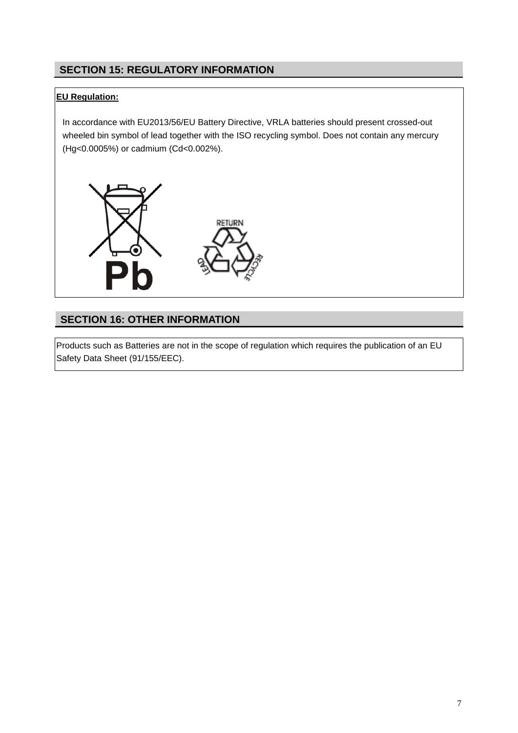## SECTION 15: REGULATORY INFORMATION

**EU Regulation:**

In accordance with EU2013/56/EU Battery Directive, VRLA batteries should present crossed-out wheeled bin symbol of lead together with the ISO recycling symbol. Does not contain any mercury (Hg<0.0005%) or cadmium (Cd<0.002%).

Pb

RETURN

LEAD

RECYCLE

## SECTION 16: OTHER INFORMATION

Products such as Batteries are not in the scope of regulation which requires the publication of an EU Safety Data Sheet (91/155/EEC).